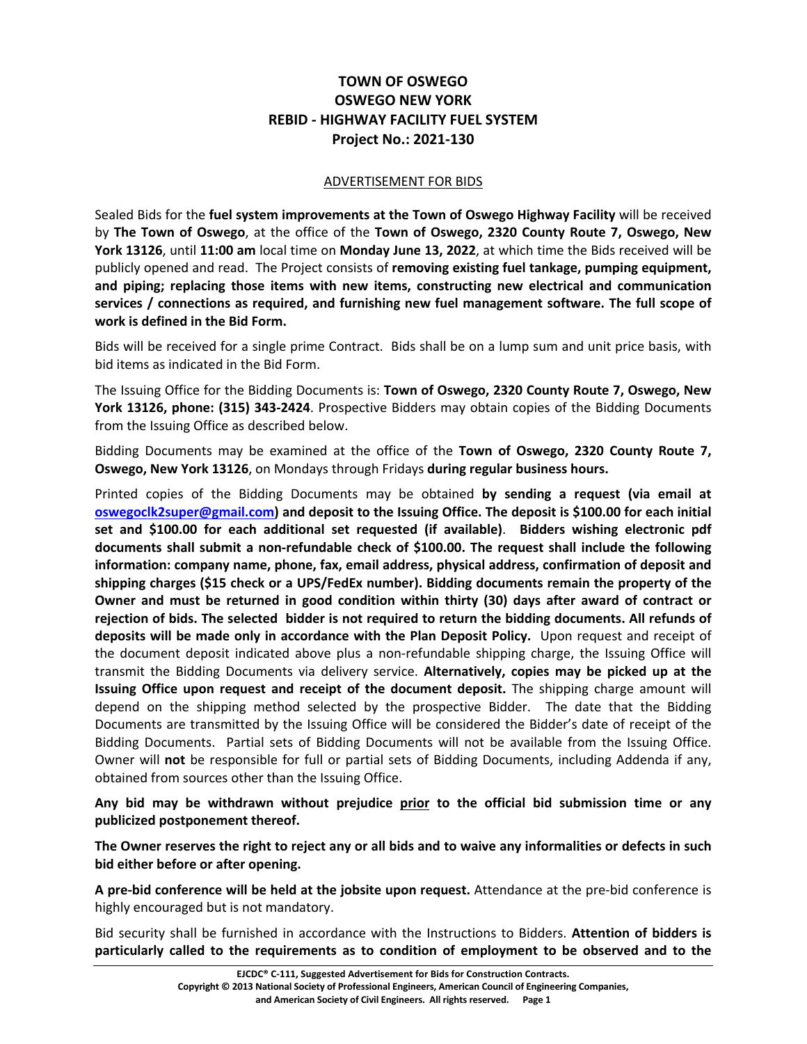# TOWN OF OSWEGO
# OSWEGO NEW YORK
# REBID - HIGHWAY FACILITY FUEL SYSTEM
# Project No.: 2021-130

## ADVERTISEMENT FOR BIDS

Sealed Bids for the **fuel system improvements at the Town of Oswego Highway Facility** will be received by **The Town of Oswego**, at the office of the **Town of Oswego, 2320 County Route 7, Oswego, New York 13126**, until **11:00 am** local time on **Monday June 13, 2022**, at which time the Bids received will be publicly opened and read. The Project consists of **removing existing fuel tankage, pumping equipment, and piping; replacing those items with new items, constructing new electrical and communication services / connections as required, and furnishing new fuel management software. The full scope of work is defined in the Bid Form.**

Bids will be received for a single prime Contract. Bids shall be on a lump sum and unit price basis, with bid items as indicated in the Bid Form.

The Issuing Office for the Bidding Documents is: **Town of Oswego, 2320 County Route 7, Oswego, New York 13126, phone: (315) 343-2424**. Prospective Bidders may obtain copies of the Bidding Documents from the Issuing Office as described below.

Bidding Documents may be examined at the office of the **Town of Oswego, 2320 County Route 7, Oswego, New York 13126**, on Mondays through Fridays **during regular business hours.**

Printed copies of the Bidding Documents may be obtained **by sending a request (via email at oswegoclk2super@gmail.com) and deposit to the Issuing Office. The deposit is $100.00 for each initial set and $100.00 for each additional set requested (if available)**. **Bidders wishing electronic pdf documents shall submit a non-refundable check of $100.00. The request shall include the following information: company name, phone, fax, email address, physical address, confirmation of deposit and shipping charges ($15 check or a UPS/FedEx number). Bidding documents remain the property of the Owner and must be returned in good condition within thirty (30) days after award of contract or rejection of bids. The selected bidder is not required to return the bidding documents. All refunds of deposits will be made only in accordance with the Plan Deposit Policy.** Upon request and receipt of the document deposit indicated above plus a non-refundable shipping charge, the Issuing Office will transmit the Bidding Documents via delivery service. **Alternatively, copies may be picked up at the Issuing Office upon request and receipt of the document deposit.** The shipping charge amount will depend on the shipping method selected by the prospective Bidder. The date that the Bidding Documents are transmitted by the Issuing Office will be considered the Bidder's date of receipt of the Bidding Documents. Partial sets of Bidding Documents will not be available from the Issuing Office. Owner will **not** be responsible for full or partial sets of Bidding Documents, including Addenda if any, obtained from sources other than the Issuing Office.

**Any bid may be withdrawn without prejudice <u>prior</u> to the official bid submission time or any publicized postponement thereof.**

**The Owner reserves the right to reject any or all bids and to waive any informalities or defects in such bid either before or after opening.**

**A pre-bid conference will be held at the jobsite upon request.** Attendance at the pre-bid conference is highly encouraged but is not mandatory.

Bid security shall be furnished in accordance with the Instructions to Bidders. **Attention of bidders is particularly called to the requirements as to condition of employment to be observed and to the**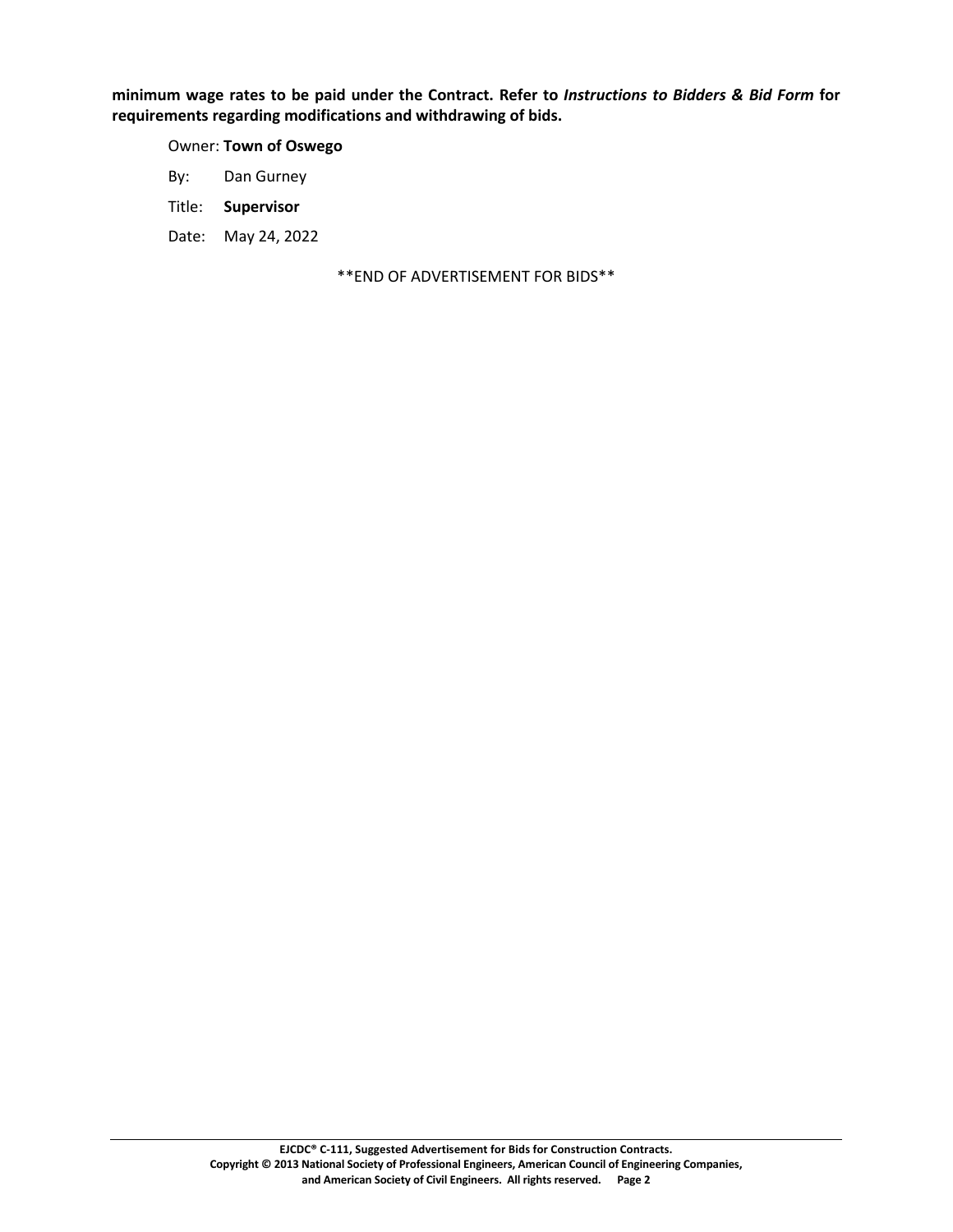**minimum wage rates to be paid under the Contract. Refer to *Instructions to Bidders & Bid Form* for requirements regarding modifications and withdrawing of bids.**

Owner: **Town of Oswego**

By: Dan Gurney

Title: **Supervisor**

Date: May 24, 2022

**END OF ADVERTISEMENT FOR BIDS**